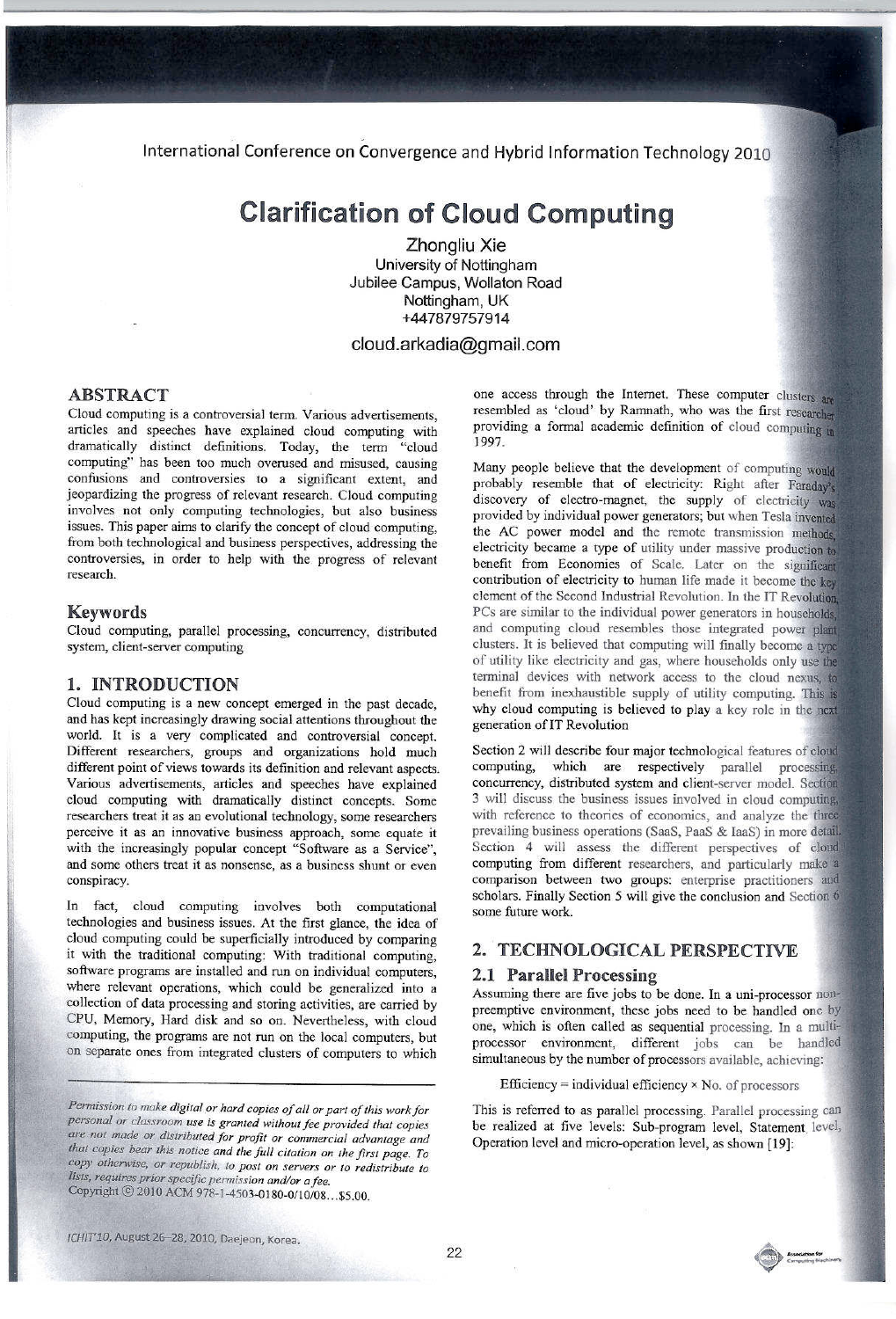# Clarification of Cloud Computing

Zhongliu Xie
University of Nottingham
Jubilee Campus, Wollaton Road
Nottingham, UK
+447879757914

cloud.arkadia@gmail.com

## ABSTRACT

Cloud computing is a controversial term. Various advertisements, articles and speeches have explained cloud computing with dramatically distinct definitions. Today, the term "cloud computing" has been too much overused and misused, causing confusions and controversies to a significant extent, and jeopardizing the progress of relevant research. Cloud computing involves not only computing technologies, but also business issues. This paper aims to clarify the concept of cloud computing, from both technological and business perspectives, addressing the controversies, in order to help with the progress of relevant research.

## Keywords

Cloud computing, parallel processing, concurrency, distributed system, client-server computing

## 1. INTRODUCTION

Cloud computing is a new concept emerged in the past decade, and has kept increasingly drawing social attentions throughout the world. It is a very complicated and controversial concept. Different researchers, groups and organizations hold much different point of views towards its definition and relevant aspects. Various advertisements, articles and speeches have explained cloud computing with dramatically distinct concepts. Some researchers treat it as an evolutional technology, some researchers perceive it as an innovative business approach, some equate it with the increasingly popular concept "Software as a Service", and some others treat it as nonsense, as a business shunt or even conspiracy.

In fact, cloud computing involves both computational technologies and business issues. At the first glance, the idea of cloud computing could be superficially introduced by comparing it with the traditional computing: With traditional computing, software programs are installed and run on individual computers, where relevant operations, which could be generalized into a collection of data processing and storing activities, are carried by CPU, Memory, Hard disk and so on. Nevertheless, with cloud computing, the programs are not run on the local computers, but on separate ones from integrated clusters of computers to which one access through the Internet. These computer clusters are resembled as 'cloud' by Ramnath, who was the first researcher providing a formal academic definition of cloud computing in 1997.

Many people believe that the development of computing would probably resemble that of electricity: Right after Faraday's discovery of electro-magnet, the supply of electricity was provided by individual power generators; but when Tesla invented the AC power model and the remote transmission methods, electricity became a type of utility under massive production to benefit from Economies of Scale. Later on the significant contribution of electricity to human life made it become the key element of the Second Industrial Revolution. In the IT Revolution, PCs are similar to the individual power generators in households, and computing cloud resembles those integrated power plant clusters. It is believed that computing will finally become a type of utility like electricity and gas, where households only use the terminal devices with network access to the cloud nexus, to benefit from inexhaustible supply of utility computing. This is why cloud computing is believed to play a key role in the next generation of IT Revolution

Section 2 will describe four major technological features of cloud computing, which are respectively parallel processing, concurrency, distributed system and client-server model. Section 3 will discuss the business issues involved in cloud computing, with reference to theories of economics, and analyze the three prevailing business operations (SaaS, PaaS & IaaS) in more detail. Section 4 will assess the different perspectives of cloud computing from different researchers, and particularly make a comparison between two groups: enterprise practitioners and scholars. Finally Section 5 will give the conclusion and Section 6 some future work.

## 2. TECHNOLOGICAL PERSPECTIVE

### 2.1 Parallel Processing

Assuming there are five jobs to be done. In a uni-processor non-preemptive environment, these jobs need to be handled one by one, which is often called as sequential processing. In a multi-processor environment, different jobs can be handled simultaneous by the number of processors available, achieving:

$$\text{Efficiency} = \text{individual efficiency} \times \text{No. of processors}$$

This is referred to as parallel processing. Parallel processing can be realized at five levels: Sub-program level, Statement level, Operation level and micro-operation level, as shown [19]:

*Permission to make digital or hard copies of all or part of this work for personal or classroom use is granted without fee provided that copies are not made or distributed for profit or commercial advantage and that copies bear this notice and the full citation on the first page. To copy otherwise, or republish, to post on servers or to redistribute to lists, requires prior specific permission and/or a fee.*
Copyright © 2010 ACM 978-1-4503-0180-0/10/08...$5.00.

*ICHIT'10*, August 26–28, 2010, Daejeon, Korea.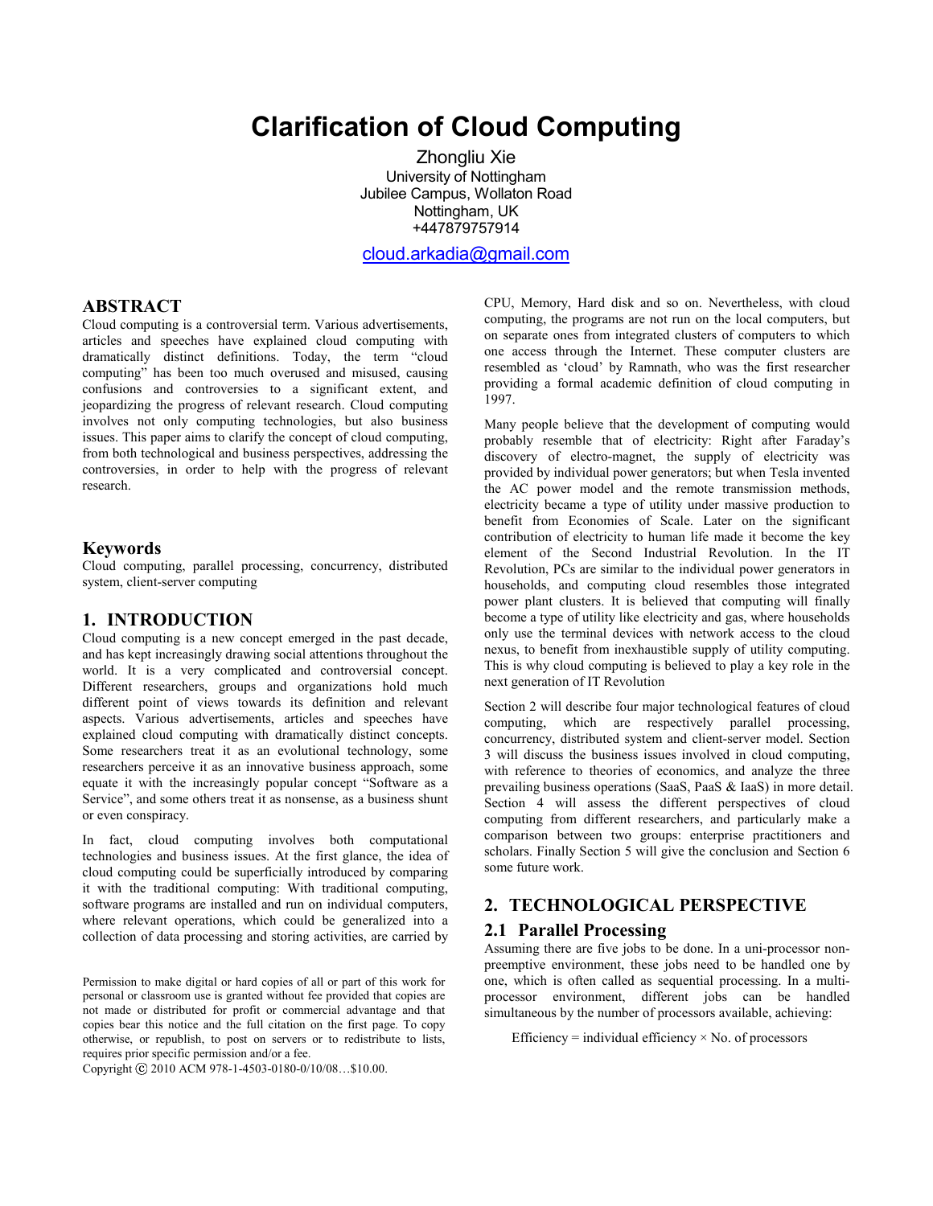# Clarification of Cloud Computing

Zhongliu Xie
University of Nottingham
Jubilee Campus, Wollaton Road
Nottingham, UK
+447879757914

cloud.arkadia@gmail.com

## ABSTRACT

Cloud computing is a controversial term. Various advertisements, articles and speeches have explained cloud computing with dramatically distinct definitions. Today, the term “cloud computing” has been too much overused and misused, causing confusions and controversies to a significant extent, and jeopardizing the progress of relevant research. Cloud computing involves not only computing technologies, but also business issues. This paper aims to clarify the concept of cloud computing, from both technological and business perspectives, addressing the controversies, in order to help with the progress of relevant research.

## Keywords

Cloud computing, parallel processing, concurrency, distributed system, client-server computing

## 1. INTRODUCTION

Cloud computing is a new concept emerged in the past decade, and has kept increasingly drawing social attentions throughout the world. It is a very complicated and controversial concept. Different researchers, groups and organizations hold much different point of views towards its definition and relevant aspects. Various advertisements, articles and speeches have explained cloud computing with dramatically distinct concepts. Some researchers treat it as an evolutional technology, some researchers perceive it as an innovative business approach, some equate it with the increasingly popular concept “Software as a Service”, and some others treat it as nonsense, as a business shunt or even conspiracy.

In fact, cloud computing involves both computational technologies and business issues. At the first glance, the idea of cloud computing could be superficially introduced by comparing it with the traditional computing: With traditional computing, software programs are installed and run on individual computers, where relevant operations, which could be generalized into a collection of data processing and storing activities, are carried by CPU, Memory, Hard disk and so on. Nevertheless, with cloud computing, the programs are not run on the local computers, but on separate ones from integrated clusters of computers to which one access through the Internet. These computer clusters are resembled as ‘cloud’ by Ramnath, who was the first researcher providing a formal academic definition of cloud computing in 1997.

Many people believe that the development of computing would probably resemble that of electricity: Right after Faraday’s discovery of electro-magnet, the supply of electricity was provided by individual power generators; but when Tesla invented the AC power model and the remote transmission methods, electricity became a type of utility under massive production to benefit from Economies of Scale. Later on the significant contribution of electricity to human life made it become the key element of the Second Industrial Revolution. In the IT Revolution, PCs are similar to the individual power generators in households, and computing cloud resembles those integrated power plant clusters. It is believed that computing will finally become a type of utility like electricity and gas, where households only use the terminal devices with network access to the cloud nexus, to benefit from inexhaustible supply of utility computing. This is why cloud computing is believed to play a key role in the next generation of IT Revolution

Section 2 will describe four major technological features of cloud computing, which are respectively parallel processing, concurrency, distributed system and client-server model. Section 3 will discuss the business issues involved in cloud computing, with reference to theories of economics, and analyze the three prevailing business operations (SaaS, PaaS & IaaS) in more detail. Section 4 will assess the different perspectives of cloud computing from different researchers, and particularly make a comparison between two groups: enterprise practitioners and scholars. Finally Section 5 will give the conclusion and Section 6 some future work.

## 2. TECHNOLOGICAL PERSPECTIVE

### 2.1 Parallel Processing

Assuming there are five jobs to be done. In a uni-processor non-preemptive environment, these jobs need to be handled one by one, which is often called as sequential processing. In a multi-processor environment, different jobs can be handled simultaneous by the number of processors available, achieving:

$$\text{Efficiency} = \text{individual efficiency} \times \text{No. of processors}$$

Permission to make digital or hard copies of all or part of this work for personal or classroom use is granted without fee provided that copies are not made or distributed for profit or commercial advantage and that copies bear this notice and the full citation on the first page. To copy otherwise, or republish, to post on servers or to redistribute to lists, requires prior specific permission and/or a fee.
Copyright © 2010 ACM 978-1-4503-0180-0/10/08…$10.00.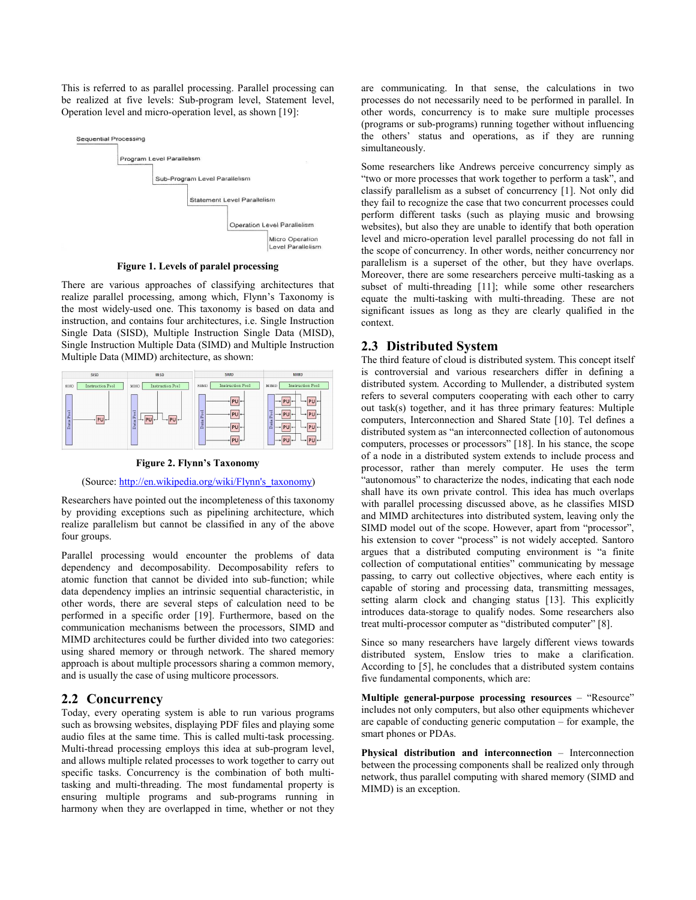This is referred to as parallel processing. Parallel processing can be realized at five levels: Sub-program level, Statement level, Operation level and micro-operation level, as shown [19]:

**Figure 1. Levels of paralel processing**

There are various approaches of classifying architectures that realize parallel processing, among which, Flynn's Taxonomy is the most widely-used one. This taxonomy is based on data and instruction, and contains four architectures, i.e. Single Instruction Single Data (SISD), Multiple Instruction Single Data (MISD), Single Instruction Multiple Data (SIMD) and Multiple Instruction Multiple Data (MIMD) architecture, as shown:

**Figure 2. Flynn's Taxonomy**

(Source: http://en.wikipedia.org/wiki/Flynn's_taxonomy)

Researchers have pointed out the incompleteness of this taxonomy by providing exceptions such as pipelining architecture, which realize parallelism but cannot be classified in any of the above four groups.

Parallel processing would encounter the problems of data dependency and decomposability. Decomposability refers to atomic function that cannot be divided into sub-function; while data dependency implies an intrinsic sequential characteristic, in other words, there are several steps of calculation need to be performed in a specific order [19]. Furthermore, based on the communication mechanisms between the processors, SIMD and MIMD architectures could be further divided into two categories: using shared memory or through network. The shared memory approach is about multiple processors sharing a common memory, and is usually the case of using multicore processors.

## 2.2 Concurrency

Today, every operating system is able to run various programs such as browsing websites, displaying PDF files and playing some audio files at the same time. This is called multi-task processing. Multi-thread processing employs this idea at sub-program level, and allows multiple related processes to work together to carry out specific tasks. Concurrency is the combination of both multi-tasking and multi-threading. The most fundamental property is ensuring multiple programs and sub-programs running in harmony when they are overlapped in time, whether or not they are communicating. In that sense, the calculations in two processes do not necessarily need to be performed in parallel. In other words, concurrency is to make sure multiple processes (programs or sub-programs) running together without influencing the others' status and operations, as if they are running simultaneously.

Some researchers like Andrews perceive concurrency simply as "two or more processes that work together to perform a task", and classify parallelism as a subset of concurrency [1]. Not only did they fail to recognize the case that two concurrent processes could perform different tasks (such as playing music and browsing websites), but also they are unable to identify that both operation level and micro-operation level parallel processing do not fall in the scope of concurrency. In other words, neither concurrency nor parallelism is a superset of the other, but they have overlaps. Moreover, there are some researchers perceive multi-tasking as a subset of multi-threading [11]; while some other researchers equate the multi-tasking with multi-threading. These are not significant issues as long as they are clearly qualified in the context.

## 2.3 Distributed System

The third feature of cloud is distributed system. This concept itself is controversial and various researchers differ in defining a distributed system. According to Mullender, a distributed system refers to several computers cooperating with each other to carry out task(s) together, and it has three primary features: Multiple computers, Interconnection and Shared State [10]. Tel defines a distributed system as "an interconnected collection of autonomous computers, processes or processors" [18]. In his stance, the scope of a node in a distributed system extends to include process and processor, rather than merely computer. He uses the term "autonomous" to characterize the nodes, indicating that each node shall have its own private control. This idea has much overlaps with parallel processing discussed above, as he classifies MISD and MIMD architectures into distributed system, leaving only the SIMD model out of the scope. However, apart from "processor", his extension to cover "process" is not widely accepted. Santoro argues that a distributed computing environment is "a finite collection of computational entities" communicating by message passing, to carry out collective objectives, where each entity is capable of storing and processing data, transmitting messages, setting alarm clock and changing status [13]. This explicitly introduces data-storage to qualify nodes. Some researchers also treat multi-processor computer as "distributed computer" [8].

Since so many researchers have largely different views towards distributed system, Enslow tries to make a clarification. According to [5], he concludes that a distributed system contains five fundamental components, which are:

**Multiple general-purpose processing resources** – "Resource" includes not only computers, but also other equipments whichever are capable of conducting generic computation – for example, the smart phones or PDAs.

**Physical distribution and interconnection** – Interconnection between the processing components shall be realized only through network, thus parallel computing with shared memory (SIMD and MIMD) is an exception.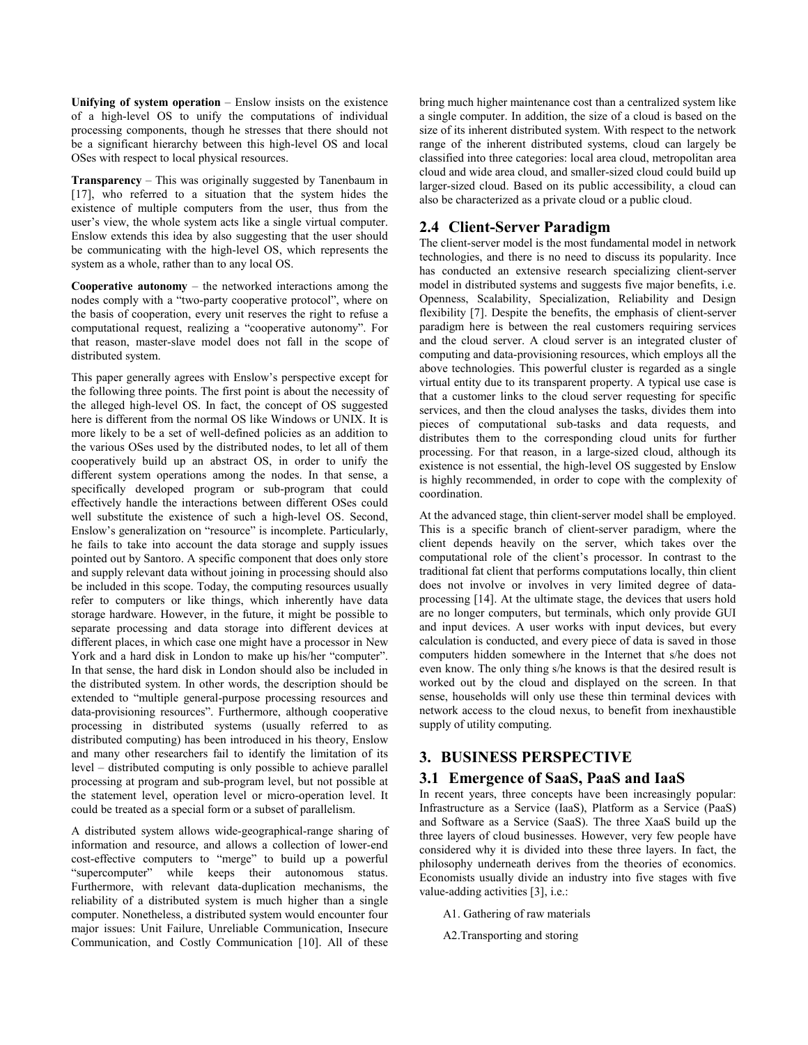**Unifying of system operation** – Enslow insists on the existence of a high-level OS to unify the computations of individual processing components, though he stresses that there should not be a significant hierarchy between this high-level OS and local OSes with respect to local physical resources.

**Transparency** – This was originally suggested by Tanenbaum in [17], who referred to a situation that the system hides the existence of multiple computers from the user, thus from the user's view, the whole system acts like a single virtual computer. Enslow extends this idea by also suggesting that the user should be communicating with the high-level OS, which represents the system as a whole, rather than to any local OS.

**Cooperative autonomy** – the networked interactions among the nodes comply with a "two-party cooperative protocol", where on the basis of cooperation, every unit reserves the right to refuse a computational request, realizing a "cooperative autonomy". For that reason, master-slave model does not fall in the scope of distributed system.

This paper generally agrees with Enslow's perspective except for the following three points. The first point is about the necessity of the alleged high-level OS. In fact, the concept of OS suggested here is different from the normal OS like Windows or UNIX. It is more likely to be a set of well-defined policies as an addition to the various OSes used by the distributed nodes, to let all of them cooperatively build up an abstract OS, in order to unify the different system operations among the nodes. In that sense, a specifically developed program or sub-program that could effectively handle the interactions between different OSes could well substitute the existence of such a high-level OS. Second, Enslow's generalization on "resource" is incomplete. Particularly, he fails to take into account the data storage and supply issues pointed out by Santoro. A specific component that does only store and supply relevant data without joining in processing should also be included in this scope. Today, the computing resources usually refer to computers or like things, which inherently have data storage hardware. However, in the future, it might be possible to separate processing and data storage into different devices at different places, in which case one might have a processor in New York and a hard disk in London to make up his/her "computer". In that sense, the hard disk in London should also be included in the distributed system. In other words, the description should be extended to "multiple general-purpose processing resources and data-provisioning resources". Furthermore, although cooperative processing in distributed systems (usually referred to as distributed computing) has been introduced in his theory, Enslow and many other researchers fail to identify the limitation of its level – distributed computing is only possible to achieve parallel processing at program and sub-program level, but not possible at the statement level, operation level or micro-operation level. It could be treated as a special form or a subset of parallelism.

A distributed system allows wide-geographical-range sharing of information and resource, and allows a collection of lower-end cost-effective computers to "merge" to build up a powerful "supercomputer" while keeps their autonomous status. Furthermore, with relevant data-duplication mechanisms, the reliability of a distributed system is much higher than a single computer. Nonetheless, a distributed system would encounter four major issues: Unit Failure, Unreliable Communication, Insecure Communication, and Costly Communication [10]. All of these bring much higher maintenance cost than a centralized system like a single computer. In addition, the size of a cloud is based on the size of its inherent distributed system. With respect to the network range of the inherent distributed systems, cloud can largely be classified into three categories: local area cloud, metropolitan area cloud and wide area cloud, and smaller-sized cloud could build up larger-sized cloud. Based on its public accessibility, a cloud can also be characterized as a private cloud or a public cloud.

## 2.4 Client-Server Paradigm

The client-server model is the most fundamental model in network technologies, and there is no need to discuss its popularity. Ince has conducted an extensive research specializing client-server model in distributed systems and suggests five major benefits, i.e. Openness, Scalability, Specialization, Reliability and Design flexibility [7]. Despite the benefits, the emphasis of client-server paradigm here is between the real customers requiring services and the cloud server. A cloud server is an integrated cluster of computing and data-provisioning resources, which employs all the above technologies. This powerful cluster is regarded as a single virtual entity due to its transparent property. A typical use case is that a customer links to the cloud server requesting for specific services, and then the cloud analyses the tasks, divides them into pieces of computational sub-tasks and data requests, and distributes them to the corresponding cloud units for further processing. For that reason, in a large-sized cloud, although its existence is not essential, the high-level OS suggested by Enslow is highly recommended, in order to cope with the complexity of coordination.

At the advanced stage, thin client-server model shall be employed. This is a specific branch of client-server paradigm, where the client depends heavily on the server, which takes over the computational role of the client's processor. In contrast to the traditional fat client that performs computations locally, thin client does not involve or involves in very limited degree of data-processing [14]. At the ultimate stage, the devices that users hold are no longer computers, but terminals, which only provide GUI and input devices. A user works with input devices, but every calculation is conducted, and every piece of data is saved in those computers hidden somewhere in the Internet that s/he does not even know. The only thing s/he knows is that the desired result is worked out by the cloud and displayed on the screen. In that sense, households will only use these thin terminal devices with network access to the cloud nexus, to benefit from inexhaustible supply of utility computing.

# 3. BUSINESS PERSPECTIVE

## 3.1 Emergence of SaaS, PaaS and IaaS

In recent years, three concepts have been increasingly popular: Infrastructure as a Service (IaaS), Platform as a Service (PaaS) and Software as a Service (SaaS). The three XaaS build up the three layers of cloud businesses. However, very few people have considered why it is divided into these three layers. In fact, the philosophy underneath derives from the theories of economics. Economists usually divide an industry into five stages with five value-adding activities [3], i.e.:

A1. Gathering of raw materials

A2.Transporting and storing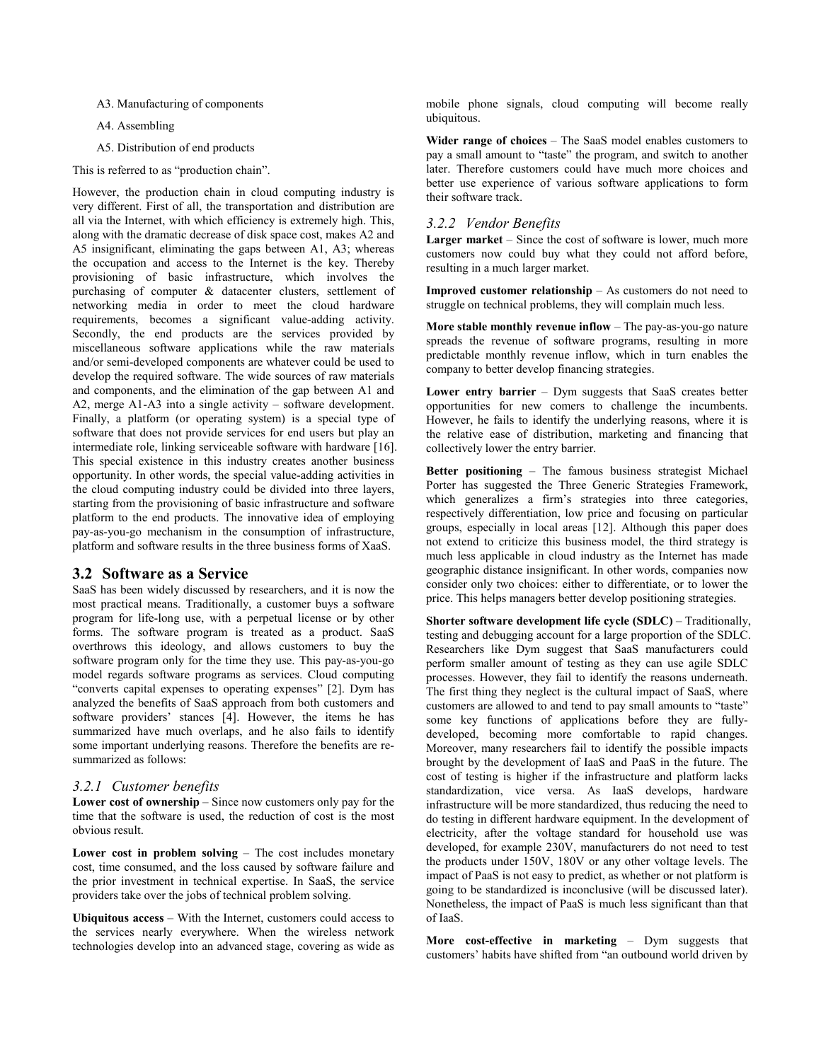A3. Manufacturing of components

A4. Assembling

A5. Distribution of end products

This is referred to as "production chain".

However, the production chain in cloud computing industry is very different. First of all, the transportation and distribution are all via the Internet, with which efficiency is extremely high. This, along with the dramatic decrease of disk space cost, makes A2 and A5 insignificant, eliminating the gaps between A1, A3; whereas the occupation and access to the Internet is the key. Thereby provisioning of basic infrastructure, which involves the purchasing of computer & datacenter clusters, settlement of networking media in order to meet the cloud hardware requirements, becomes a significant value-adding activity. Secondly, the end products are the services provided by miscellaneous software applications while the raw materials and/or semi-developed components are whatever could be used to develop the required software. The wide sources of raw materials and components, and the elimination of the gap between A1 and A2, merge A1-A3 into a single activity – software development. Finally, a platform (or operating system) is a special type of software that does not provide services for end users but play an intermediate role, linking serviceable software with hardware [16]. This special existence in this industry creates another business opportunity. In other words, the special value-adding activities in the cloud computing industry could be divided into three layers, starting from the provisioning of basic infrastructure and software platform to the end products. The innovative idea of employing pay-as-you-go mechanism in the consumption of infrastructure, platform and software results in the three business forms of XaaS.

## 3.2 Software as a Service

SaaS has been widely discussed by researchers, and it is now the most practical means. Traditionally, a customer buys a software program for life-long use, with a perpetual license or by other forms. The software program is treated as a product. SaaS overthrows this ideology, and allows customers to buy the software program only for the time they use. This pay-as-you-go model regards software programs as services. Cloud computing "converts capital expenses to operating expenses" [2]. Dym has analyzed the benefits of SaaS approach from both customers and software providers' stances [4]. However, the items he has summarized have much overlaps, and he also fails to identify some important underlying reasons. Therefore the benefits are re-summarized as follows:

### *3.2.1 Customer benefits*

**Lower cost of ownership** – Since now customers only pay for the time that the software is used, the reduction of cost is the most obvious result.

**Lower cost in problem solving** – The cost includes monetary cost, time consumed, and the loss caused by software failure and the prior investment in technical expertise. In SaaS, the service providers take over the jobs of technical problem solving.

**Ubiquitous access** – With the Internet, customers could access to the services nearly everywhere. When the wireless network technologies develop into an advanced stage, covering as wide as mobile phone signals, cloud computing will become really ubiquitous.

**Wider range of choices** – The SaaS model enables customers to pay a small amount to "taste" the program, and switch to another later. Therefore customers could have much more choices and better use experience of various software applications to form their software track.

### *3.2.2 Vendor Benefits*

**Larger market** – Since the cost of software is lower, much more customers now could buy what they could not afford before, resulting in a much larger market.

**Improved customer relationship** – As customers do not need to struggle on technical problems, they will complain much less.

**More stable monthly revenue inflow** – The pay-as-you-go nature spreads the revenue of software programs, resulting in more predictable monthly revenue inflow, which in turn enables the company to better develop financing strategies.

**Lower entry barrier** – Dym suggests that SaaS creates better opportunities for new comers to challenge the incumbents. However, he fails to identify the underlying reasons, where it is the relative ease of distribution, marketing and financing that collectively lower the entry barrier.

**Better positioning** – The famous business strategist Michael Porter has suggested the Three Generic Strategies Framework, which generalizes a firm's strategies into three categories, respectively differentiation, low price and focusing on particular groups, especially in local areas [12]. Although this paper does not extend to criticize this business model, the third strategy is much less applicable in cloud industry as the Internet has made geographic distance insignificant. In other words, companies now consider only two choices: either to differentiate, or to lower the price. This helps managers better develop positioning strategies.

**Shorter software development life cycle (SDLC)** – Traditionally, testing and debugging account for a large proportion of the SDLC. Researchers like Dym suggest that SaaS manufacturers could perform smaller amount of testing as they can use agile SDLC processes. However, they fail to identify the reasons underneath. The first thing they neglect is the cultural impact of SaaS, where customers are allowed to and tend to pay small amounts to "taste" some key functions of applications before they are fully-developed, becoming more comfortable to rapid changes. Moreover, many researchers fail to identify the possible impacts brought by the development of IaaS and PaaS in the future. The cost of testing is higher if the infrastructure and platform lacks standardization, vice versa. As IaaS develops, hardware infrastructure will be more standardized, thus reducing the need to do testing in different hardware equipment. In the development of electricity, after the voltage standard for household use was developed, for example 230V, manufacturers do not need to test the products under 150V, 180V or any other voltage levels. The impact of PaaS is not easy to predict, as whether or not platform is going to be standardized is inconclusive (will be discussed later). Nonetheless, the impact of PaaS is much less significant than that of IaaS.

**More cost-effective in marketing** – Dym suggests that customers' habits have shifted from "an outbound world driven by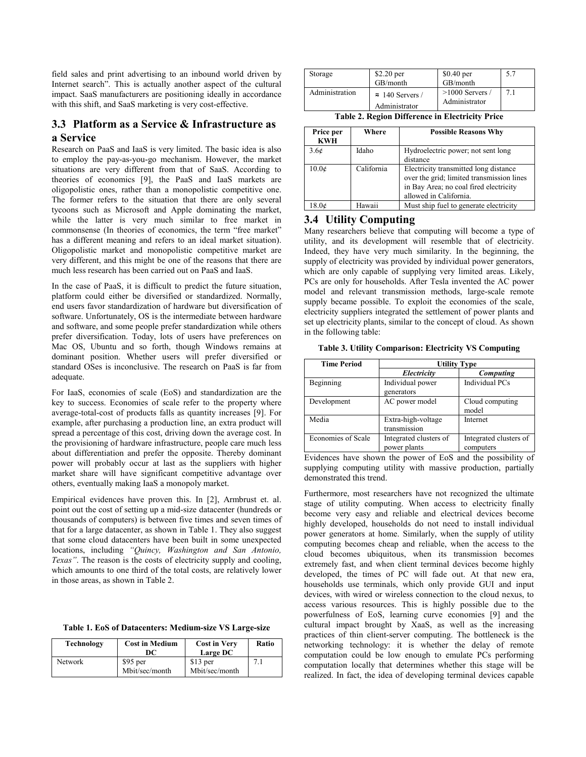field sales and print advertising to an inbound world driven by Internet search". This is actually another aspect of the cultural impact. SaaS manufacturers are positioning ideally in accordance with this shift, and SaaS marketing is very cost-effective.

## 3.3 Platform as a Service & Infrastructure as a Service

Research on PaaS and IaaS is very limited. The basic idea is also to employ the pay-as-you-go mechanism. However, the market situations are very different from that of SaaS. According to theories of economics [9], the PaaS and IaaS markets are oligopolistic ones, rather than a monopolistic competitive one. The former refers to the situation that there are only several tycoons such as Microsoft and Apple dominating the market, while the latter is very much similar to free market in commonsense (In theories of economics, the term "free market" has a different meaning and refers to an ideal market situation). Oligopolistic market and monopolistic competitive market are very different, and this might be one of the reasons that there are much less research has been carried out on PaaS and IaaS.

In the case of PaaS, it is difficult to predict the future situation, platform could either be diversified or standardized. Normally, end users favor standardization of hardware but diversification of software. Unfortunately, OS is the intermediate between hardware and software, and some people prefer standardization while others prefer diversification. Today, lots of users have preferences on Mac OS, Ubuntu and so forth, though Windows remains at dominant position. Whether users will prefer diversified or standard OSes is inconclusive. The research on PaaS is far from adequate.

For IaaS, economies of scale (EoS) and standardization are the key to success. Economies of scale refer to the property where average-total-cost of products falls as quantity increases [9]. For example, after purchasing a production line, an extra product will spread a percentage of this cost, driving down the average cost. In the provisioning of hardware infrastructure, people care much less about differentiation and prefer the opposite. Thereby dominant power will probably occur at last as the suppliers with higher market share will have significant competitive advantage over others, eventually making IaaS a monopoly market.

Empirical evidences have proven this. In [2], Armbrust et. al. point out the cost of setting up a mid-size datacenter (hundreds or thousands of computers) is between five times and seven times of that for a large datacenter, as shown in Table 1. They also suggest that some cloud datacenters have been built in some unexpected locations, including *"Quincy, Washington and San Antonio, Texas"*. The reason is the costs of electricity supply and cooling, which amounts to one third of the total costs, are relatively lower in those areas, as shown in Table 2.

**Table 1. EoS of Datacenters: Medium-size VS Large-size**

| Technology | Cost in Medium DC | Cost in Very Large DC | Ratio |
|---|---|---|---|
| Network | $95 per Mbit/sec/month | $13 per Mbit/sec/month | 7.1 |
| Storage | $2.20 per GB/month | $0.40 per GB/month | 5.7 |
| Administration | ≈ 140 Servers / Administrator | >1000 Servers / Administrator | 7.1 |

**Table 2. Region Difference in Electricity Price**

| Price per KWH | Where | Possible Reasons Why |
|---|---|---|
| 3.6¢ | Idaho | Hydroelectric power; not sent long distance |
| 10.0¢ | California | Electricity transmitted long distance over the grid; limited transmission lines in Bay Area; no coal fired electricity allowed in California. |
| 18.0¢ | Hawaii | Must ship fuel to generate electricity |

## 3.4 Utility Computing

Many researchers believe that computing will become a type of utility, and its development will resemble that of electricity. Indeed, they have very much similarity. In the beginning, the supply of electricity was provided by individual power generators, which are only capable of supplying very limited areas. Likely, PCs are only for households. After Tesla invented the AC power model and relevant transmission methods, large-scale remote supply became possible. To exploit the economies of the scale, electricity suppliers integrated the settlement of power plants and set up electricity plants, similar to the concept of cloud. As shown in the following table:

**Table 3. Utility Comparison: Electricity VS Computing**

| Time Period | Utility Type | |
|---|---|---|
| | ***Electricity*** | ***Computing*** |
| Beginning | Individual power generators | Individual PCs |
| Development | AC power model | Cloud computing model |
| Media | Extra-high-voltage transmission | Internet |
| Economies of Scale | Integrated clusters of power plants | Integrated clusters of computers |

Evidences have shown the power of EoS and the possibility of supplying computing utility with massive production, partially demonstrated this trend.

Furthermore, most researchers have not recognized the ultimate stage of utility computing. When access to electricity finally become very easy and reliable and electrical devices become highly developed, households do not need to install individual power generators at home. Similarly, when the supply of utility computing becomes cheap and reliable, when the access to the cloud becomes ubiquitous, when its transmission becomes extremely fast, and when client terminal devices become highly developed, the times of PC will fade out. At that new era, households use terminals, which only provide GUI and input devices, with wired or wireless connection to the cloud nexus, to access various resources. This is highly possible due to the powerfulness of EoS, learning curve economies [9] and the cultural impact brought by XaaS, as well as the increasing practices of thin client-server computing. The bottleneck is the networking technology: it is whether the delay of remote computation could be low enough to emulate PCs performing computation locally that determines whether this stage will be realized. In fact, the idea of developing terminal devices capable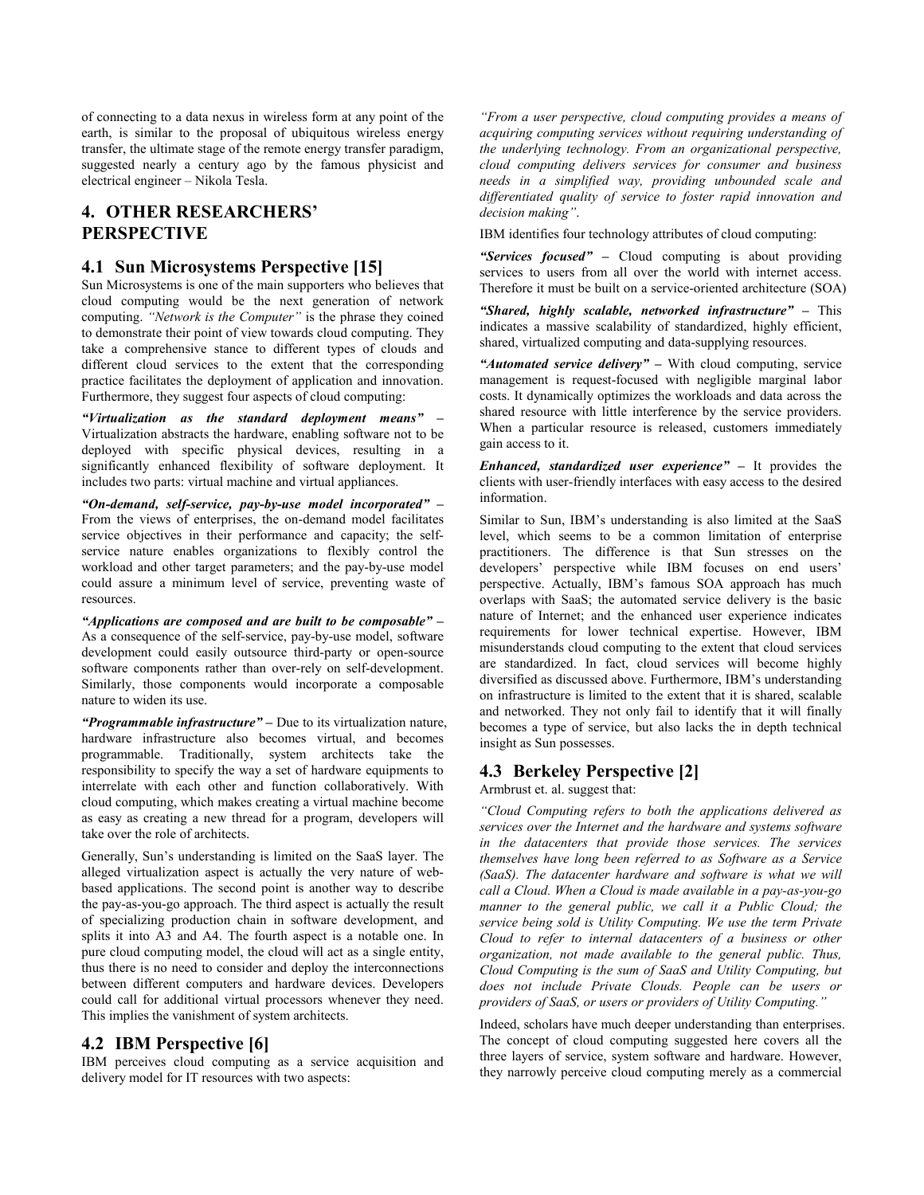of connecting to a data nexus in wireless form at any point of the earth, is similar to the proposal of ubiquitous wireless energy transfer, the ultimate stage of the remote energy transfer paradigm, suggested nearly a century ago by the famous physicist and electrical engineer – Nikola Tesla.

## 4. OTHER RESEARCHERS' PERSPECTIVE

### 4.1 Sun Microsystems Perspective [15]

Sun Microsystems is one of the main supporters who believes that cloud computing would be the next generation of network computing. *"Network is the Computer"* is the phrase they coined to demonstrate their point of view towards cloud computing. They take a comprehensive stance to different types of clouds and different cloud services to the extent that the corresponding practice facilitates the deployment of application and innovation. Furthermore, they suggest four aspects of cloud computing:

***"Virtualization as the standard deployment means"*** – Virtualization abstracts the hardware, enabling software not to be deployed with specific physical devices, resulting in a significantly enhanced flexibility of software deployment. It includes two parts: virtual machine and virtual appliances.

***"On-demand, self-service, pay-by-use model incorporated"*** – From the views of enterprises, the on-demand model facilitates service objectives in their performance and capacity; the self-service nature enables organizations to flexibly control the workload and other target parameters; and the pay-by-use model could assure a minimum level of service, preventing waste of resources.

***"Applications are composed and are built to be composable"*** – As a consequence of the self-service, pay-by-use model, software development could easily outsource third-party or open-source software components rather than over-rely on self-development. Similarly, those components would incorporate a composable nature to widen its use.

***"Programmable infrastructure"*** – Due to its virtualization nature, hardware infrastructure also becomes virtual, and becomes programmable. Traditionally, system architects take the responsibility to specify the way a set of hardware equipments to interrelate with each other and function collaboratively. With cloud computing, which makes creating a virtual machine become as easy as creating a new thread for a program, developers will take over the role of architects.

Generally, Sun's understanding is limited on the SaaS layer. The alleged virtualization aspect is actually the very nature of web-based applications. The second point is another way to describe the pay-as-you-go approach. The third aspect is actually the result of specializing production chain in software development, and splits it into A3 and A4. The fourth aspect is a notable one. In pure cloud computing model, the cloud will act as a single entity, thus there is no need to consider and deploy the interconnections between different computers and hardware devices. Developers could call for additional virtual processors whenever they need. This implies the vanishment of system architects.

### 4.2 IBM Perspective [6]

IBM perceives cloud computing as a service acquisition and delivery model for IT resources with two aspects:

*"From a user perspective, cloud computing provides a means of acquiring computing services without requiring understanding of the underlying technology. From an organizational perspective, cloud computing delivers services for consumer and business needs in a simplified way, providing unbounded scale and differentiated quality of service to foster rapid innovation and decision making"*.

IBM identifies four technology attributes of cloud computing:

***"Services focused"*** – Cloud computing is about providing services to users from all over the world with internet access. Therefore it must be built on a service-oriented architecture (SOA)

***"Shared, highly scalable, networked infrastructure"*** – This indicates a massive scalability of standardized, highly efficient, shared, virtualized computing and data-supplying resources.

***"Automated service delivery"*** – With cloud computing, service management is request-focused with negligible marginal labor costs. It dynamically optimizes the workloads and data across the shared resource with little interference by the service providers. When a particular resource is released, customers immediately gain access to it.

***Enhanced, standardized user experience"*** – It provides the clients with user-friendly interfaces with easy access to the desired information.

Similar to Sun, IBM's understanding is also limited at the SaaS level, which seems to be a common limitation of enterprise practitioners. The difference is that Sun stresses on the developers' perspective while IBM focuses on end users' perspective. Actually, IBM's famous SOA approach has much overlaps with SaaS; the automated service delivery is the basic nature of Internet; and the enhanced user experience indicates requirements for lower technical expertise. However, IBM misunderstands cloud computing to the extent that cloud services are standardized. In fact, cloud services will become highly diversified as discussed above. Furthermore, IBM's understanding on infrastructure is limited to the extent that it is shared, scalable and networked. They not only fail to identify that it will finally becomes a type of service, but also lacks the in depth technical insight as Sun possesses.

### 4.3 Berkeley Perspective [2]

Armbrust et. al. suggest that:

*"Cloud Computing refers to both the applications delivered as services over the Internet and the hardware and systems software in the datacenters that provide those services. The services themselves have long been referred to as Software as a Service (SaaS). The datacenter hardware and software is what we will call a Cloud. When a Cloud is made available in a pay-as-you-go manner to the general public, we call it a Public Cloud; the service being sold is Utility Computing. We use the term Private Cloud to refer to internal datacenters of a business or other organization, not made available to the general public. Thus, Cloud Computing is the sum of SaaS and Utility Computing, but does not include Private Clouds. People can be users or providers of SaaS, or users or providers of Utility Computing."*

Indeed, scholars have much deeper understanding than enterprises. The concept of cloud computing suggested here covers all the three layers of service, system software and hardware. However, they narrowly perceive cloud computing merely as a commercial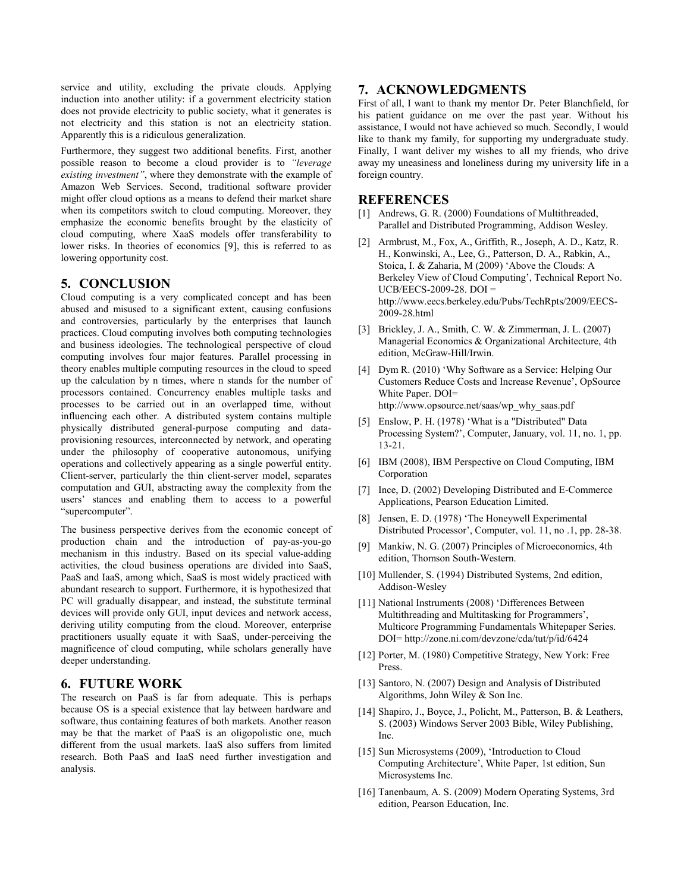service and utility, excluding the private clouds. Applying induction into another utility: if a government electricity station does not provide electricity to public society, what it generates is not electricity and this station is not an electricity station. Apparently this is a ridiculous generalization.

Furthermore, they suggest two additional benefits. First, another possible reason to become a cloud provider is to *"leverage existing investment"*, where they demonstrate with the example of Amazon Web Services. Second, traditional software provider might offer cloud options as a means to defend their market share when its competitors switch to cloud computing. Moreover, they emphasize the economic benefits brought by the elasticity of cloud computing, where XaaS models offer transferability to lower risks. In theories of economics [9], this is referred to as lowering opportunity cost.

## 5. CONCLUSION

Cloud computing is a very complicated concept and has been abused and misused to a significant extent, causing confusions and controversies, particularly by the enterprises that launch practices. Cloud computing involves both computing technologies and business ideologies. The technological perspective of cloud computing involves four major features. Parallel processing in theory enables multiple computing resources in the cloud to speed up the calculation by n times, where n stands for the number of processors contained. Concurrency enables multiple tasks and processes to be carried out in an overlapped time, without influencing each other. A distributed system contains multiple physically distributed general-purpose computing and data-provisioning resources, interconnected by network, and operating under the philosophy of cooperative autonomous, unifying operations and collectively appearing as a single powerful entity. Client-server, particularly the thin client-server model, separates computation and GUI, abstracting away the complexity from the users' stances and enabling them to access to a powerful "supercomputer".

The business perspective derives from the economic concept of production chain and the introduction of pay-as-you-go mechanism in this industry. Based on its special value-adding activities, the cloud business operations are divided into SaaS, PaaS and IaaS, among which, SaaS is most widely practiced with abundant research to support. Furthermore, it is hypothesized that PC will gradually disappear, and instead, the substitute terminal devices will provide only GUI, input devices and network access, deriving utility computing from the cloud. Moreover, enterprise practitioners usually equate it with SaaS, under-perceiving the magnificence of cloud computing, while scholars generally have deeper understanding.

## 6. FUTURE WORK

The research on PaaS is far from adequate. This is perhaps because OS is a special existence that lay between hardware and software, thus containing features of both markets. Another reason may be that the market of PaaS is an oligopolistic one, much different from the usual markets. IaaS also suffers from limited research. Both PaaS and IaaS need further investigation and analysis.

## 7. ACKNOWLEDGMENTS

First of all, I want to thank my mentor Dr. Peter Blanchfield, for his patient guidance on me over the past year. Without his assistance, I would not have achieved so much. Secondly, I would like to thank my family, for supporting my undergraduate study. Finally, I want deliver my wishes to all my friends, who drive away my uneasiness and loneliness during my university life in a foreign country.

## REFERENCES

[1] Andrews, G. R. (2000) Foundations of Multithreaded, Parallel and Distributed Programming, Addison Wesley.

[2] Armbrust, M., Fox, A., Griffith, R., Joseph, A. D., Katz, R. H., Konwinski, A., Lee, G., Patterson, D. A., Rabkin, A., Stoica, I. & Zaharia, M (2009) 'Above the Clouds: A Berkeley View of Cloud Computing', Technical Report No. UCB/EECS-2009-28. DOI = http://www.eecs.berkeley.edu/Pubs/TechRpts/2009/EECS-2009-28.html

[3] Brickley, J. A., Smith, C. W. & Zimmerman, J. L. (2007) Managerial Economics & Organizational Architecture, 4th edition, McGraw-Hill/Irwin.

[4] Dym R. (2010) 'Why Software as a Service: Helping Our Customers Reduce Costs and Increase Revenue', OpSource White Paper. DOI= http://www.opsource.net/saas/wp_why_saas.pdf

[5] Enslow, P. H. (1978) 'What is a "Distributed" Data Processing System?', Computer, January, vol. 11, no. 1, pp. 13-21.

[6] IBM (2008), IBM Perspective on Cloud Computing, IBM Corporation

[7] Ince, D. (2002) Developing Distributed and E-Commerce Applications, Pearson Education Limited.

[8] Jensen, E. D. (1978) 'The Honeywell Experimental Distributed Processor', Computer, vol. 11, no .1, pp. 28-38.

[9] Mankiw, N. G. (2007) Principles of Microeconomics, 4th edition, Thomson South-Western.

[10] Mullender, S. (1994) Distributed Systems, 2nd edition, Addison-Wesley

[11] National Instruments (2008) 'Differences Between Multithreading and Multitasking for Programmers', Multicore Programming Fundamentals Whitepaper Series. DOI= http://zone.ni.com/devzone/cda/tut/p/id/6424

[12] Porter, M. (1980) Competitive Strategy, New York: Free Press.

[13] Santoro, N. (2007) Design and Analysis of Distributed Algorithms, John Wiley & Son Inc.

[14] Shapiro, J., Boyce, J., Policht, M., Patterson, B. & Leathers, S. (2003) Windows Server 2003 Bible, Wiley Publishing, Inc.

[15] Sun Microsystems (2009), 'Introduction to Cloud Computing Architecture', White Paper, 1st edition, Sun Microsystems Inc.

[16] Tanenbaum, A. S. (2009) Modern Operating Systems, 3rd edition, Pearson Education, Inc.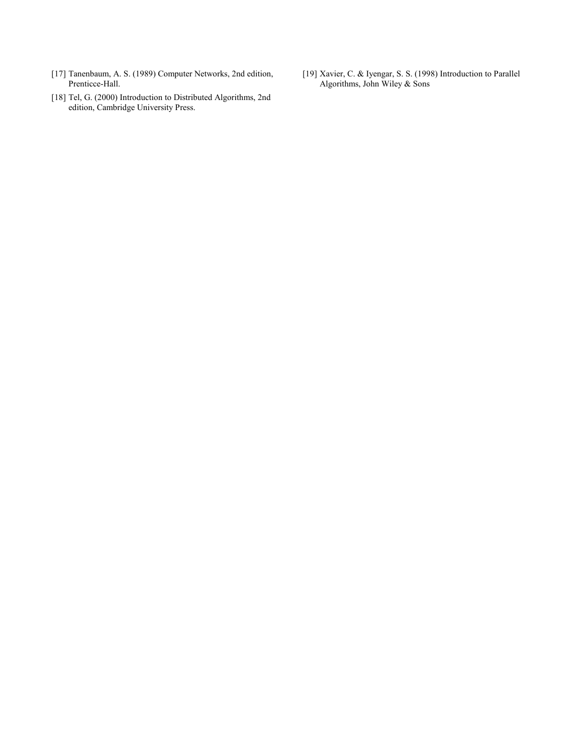[17] Tanenbaum, A. S. (1989) Computer Networks, 2nd edition, Prenticce-Hall.

[18] Tel, G. (2000) Introduction to Distributed Algorithms, 2nd edition, Cambridge University Press.

[19] Xavier, C. & Iyengar, S. S. (1998) Introduction to Parallel Algorithms, John Wiley & Sons